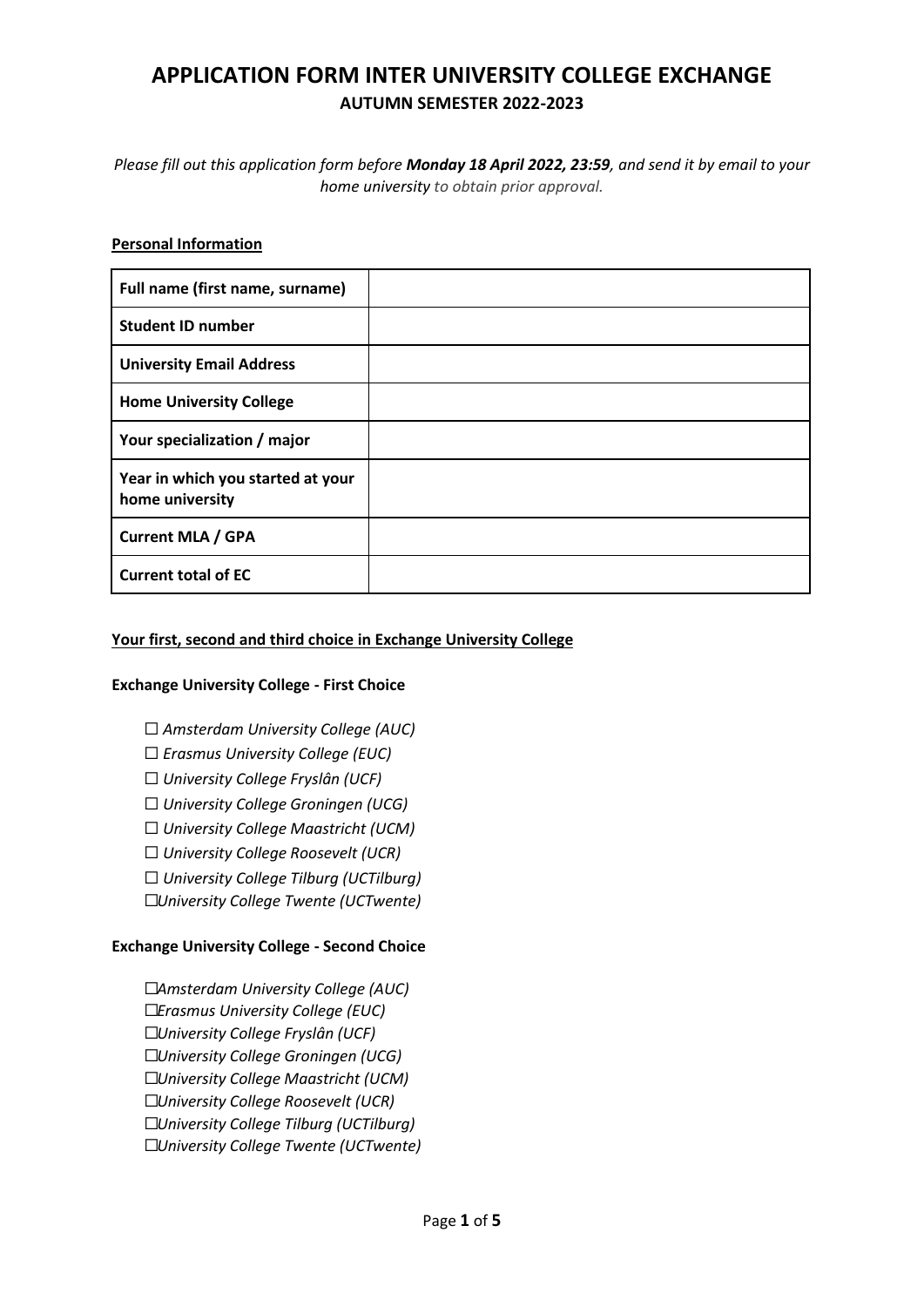# APPLICATION FORM INTER UNIVERSITY COLLEGE EXCHANGE

## AUTUMN SEMESTER 2022-2023

*Please fill out this application form before **Monday 18 April 2022, 23:59**, and send it by email to your home university to obtain prior approval.*

**Personal Information**

| | |
|---|---|
| **Full name (first name, surname)** | |
| **Student ID number** | |
| **University Email Address** | |
| **Home University College** | |
| **Your specialization / major** | |
| **Year in which you started at your home university** | |
| **Current MLA / GPA** | |
| **Current total of EC** | |

**Your first, second and third choice in Exchange University College**

**Exchange University College - First Choice**

☐ *Amsterdam University College (AUC)*
☐ *Erasmus University College (EUC)*
☐ *University College Fryslân (UCF)*
☐ *University College Groningen (UCG)*
☐ *University College Maastricht (UCM)*
☐ *University College Roosevelt (UCR)*
☐ *University College Tilburg (UCTilburg)*
☐*University College Twente (UCTwente)*

**Exchange University College - Second Choice**

☐*Amsterdam University College (AUC)*
☐*Erasmus University College (EUC)*
☐*University College Fryslân (UCF)*
☐*University College Groningen (UCG)*
☐*University College Maastricht (UCM)*
☐*University College Roosevelt (UCR)*
☐*University College Tilburg (UCTilburg)*
☐*University College Twente (UCTwente)*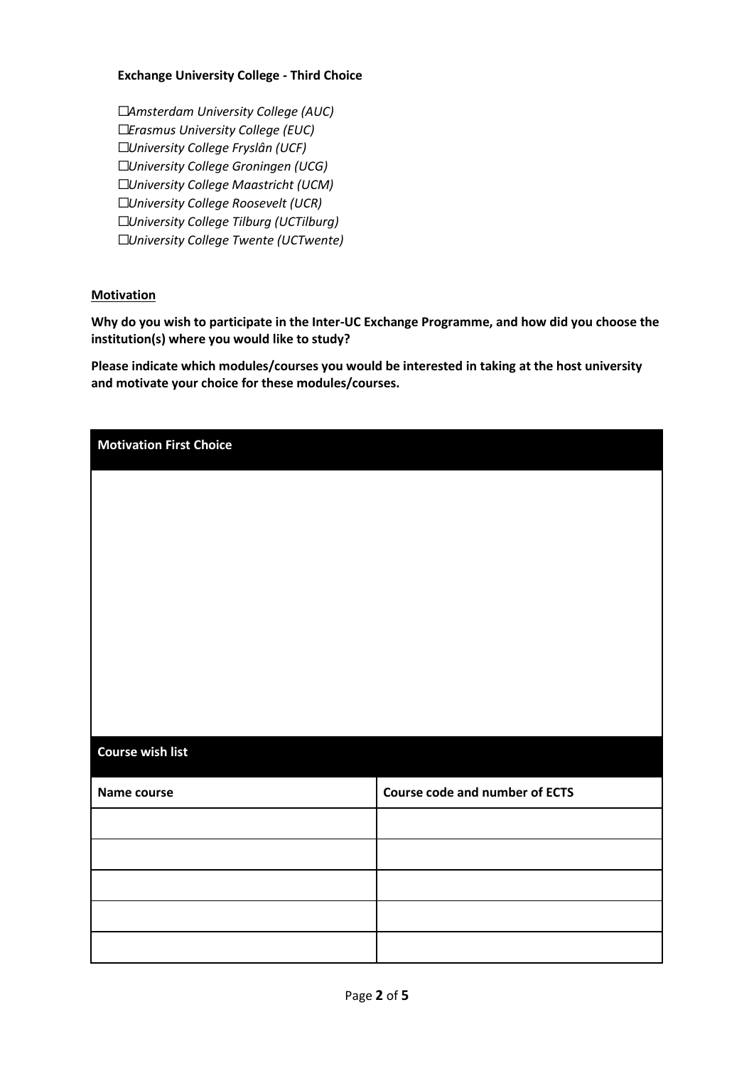**Exchange University College - Third Choice**

☐*Amsterdam University College (AUC)*
☐*Erasmus University College (EUC)*
☐*University College Fryslân (UCF)*
☐*University College Groningen (UCG)*
☐*University College Maastricht (UCM)*
☐*University College Roosevelt (UCR)*
☐*University College Tilburg (UCTilburg)*
☐*University College Twente (UCTwente)*

**Motivation**

**Why do you wish to participate in the Inter-UC Exchange Programme, and how did you choose the institution(s) where you would like to study?**

**Please indicate which modules/courses you would be interested in taking at the host university and motivate your choice for these modules/courses.**

| **Motivation First Choice** |
| --- |
| |

| **Course wish list** | |
| --- | --- |
| **Name course** | **Course code and number of ECTS** |
| | |
| | |
| | |
| | |
| | |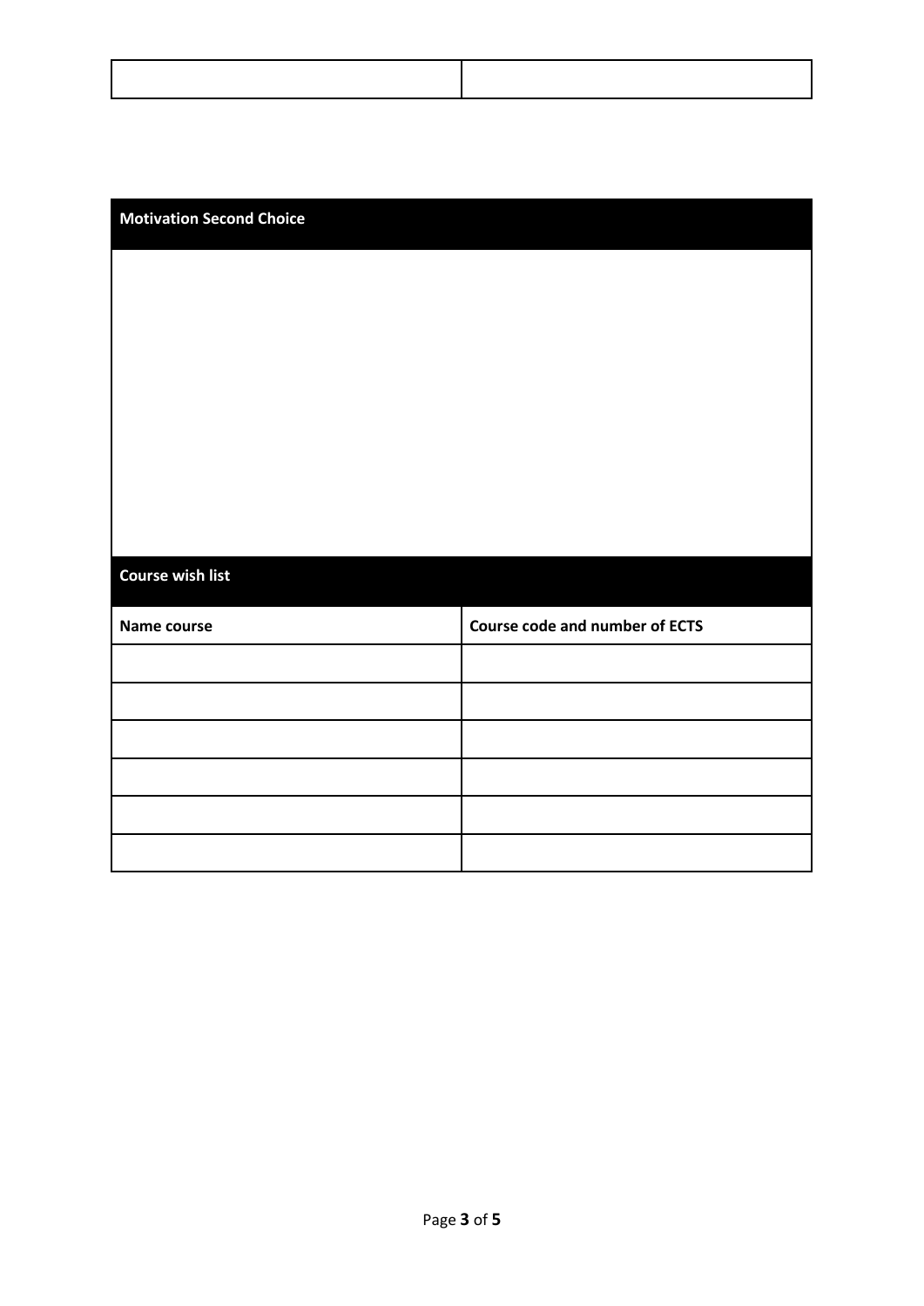| | |
|---|---|
| | |

| Motivation Second Choice |
|---|
| |

| Course wish list | |
|---|---|
| **Name course** | **Course code and number of ECTS** |
| | |
| | |
| | |
| | |
| | |
| | |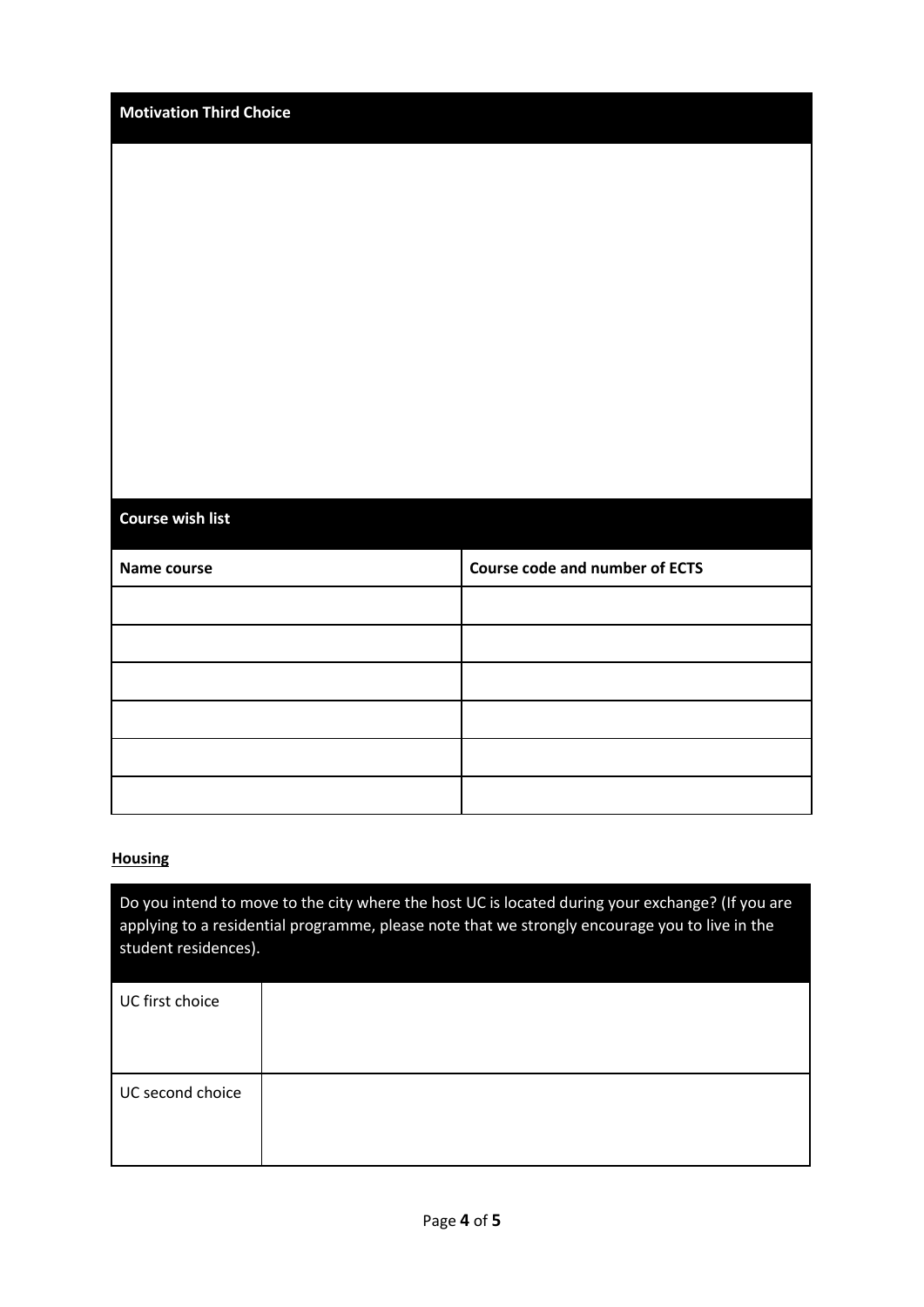| Motivation Third Choice |
|---|
| |

| Course wish list | |
|---|---|
| **Name course** | **Course code and number of ECTS** |
| | |
| | |
| | |
| | |
| | |
| | |

**Housing**

| Do you intend to move to the city where the host UC is located during your exchange? (If you are applying to a residential programme, please note that we strongly encourage you to live in the student residences). | |
|---|---|
| UC first choice | |
| UC second choice | |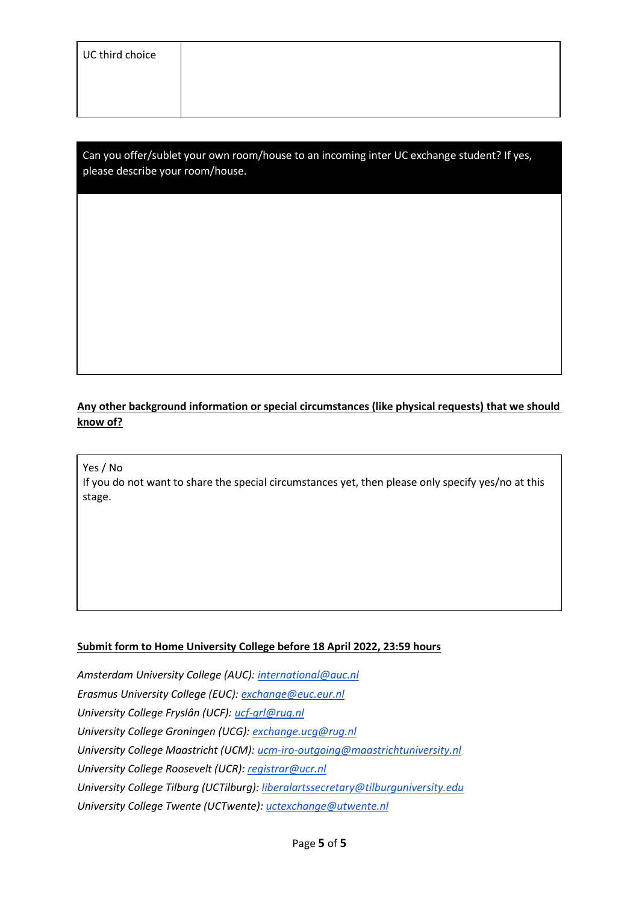| | |
|---|---|
| UC third choice | |

| Can you offer/sublet your own room/house to an incoming inter UC exchange student? If yes, please describe your room/house. |
|---|
| |

**Any other background information or special circumstances (like physical requests) that we should know of?**

| |
|---|
| Yes / No<br>If you do not want to share the special circumstances yet, then please only specify yes/no at this stage. |

**Submit form to Home University College before 18 April 2022, 23:59 hours**

*Amsterdam University College (AUC): international@auc.nl*
*Erasmus University College (EUC): exchange@euc.eur.nl*
*University College Fryslân (UCF): ucf-grl@rug.nl*
*University College Groningen (UCG): exchange.ucg@rug.nl*
*University College Maastricht (UCM): ucm-iro-outgoing@maastrichtuniversity.nl*
*University College Roosevelt (UCR): registrar@ucr.nl*
*University College Tilburg (UCTilburg): liberalartssecretary@tilburguniversity.edu*
*University College Twente (UCTwente): uctexchange@utwente.nl*